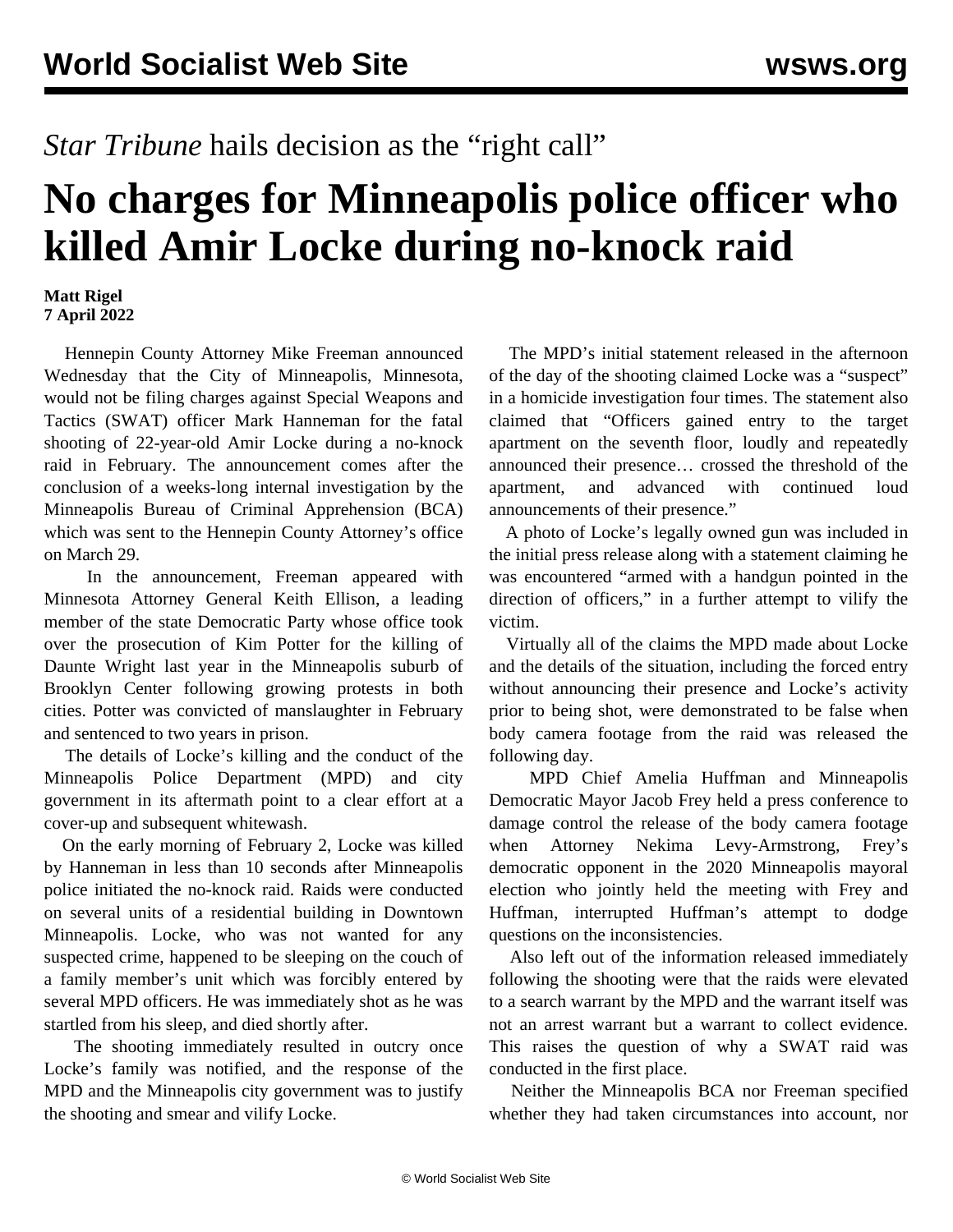*Star Tribune* hails decision as the "right call"

# No charges for Minneapolis police officer who killed Amir Locke during no-knock raid

**Matt Rigel**
**7 April 2022**

Hennepin County Attorney Mike Freeman announced Wednesday that the City of Minneapolis, Minnesota, would not be filing charges against Special Weapons and Tactics (SWAT) officer Mark Hanneman for the fatal shooting of 22-year-old Amir Locke during a no-knock raid in February. The announcement comes after the conclusion of a weeks-long internal investigation by the Minneapolis Bureau of Criminal Apprehension (BCA) which was sent to the Hennepin County Attorney's office on March 29.

In the announcement, Freeman appeared with Minnesota Attorney General Keith Ellison, a leading member of the state Democratic Party whose office took over the prosecution of Kim Potter for the killing of Daunte Wright last year in the Minneapolis suburb of Brooklyn Center following growing protests in both cities. Potter was convicted of manslaughter in February and sentenced to two years in prison.

The details of Locke's killing and the conduct of the Minneapolis Police Department (MPD) and city government in its aftermath point to a clear effort at a cover-up and subsequent whitewash.

On the early morning of February 2, Locke was killed by Hanneman in less than 10 seconds after Minneapolis police initiated the no-knock raid. Raids were conducted on several units of a residential building in Downtown Minneapolis. Locke, who was not wanted for any suspected crime, happened to be sleeping on the couch of a family member's unit which was forcibly entered by several MPD officers. He was immediately shot as he was startled from his sleep, and died shortly after.

The shooting immediately resulted in outcry once Locke's family was notified, and the response of the MPD and the Minneapolis city government was to justify the shooting and smear and vilify Locke.

The MPD's initial statement released in the afternoon of the day of the shooting claimed Locke was a "suspect" in a homicide investigation four times. The statement also claimed that "Officers gained entry to the target apartment on the seventh floor, loudly and repeatedly announced their presence… crossed the threshold of the apartment, and advanced with continued loud announcements of their presence."

A photo of Locke's legally owned gun was included in the initial press release along with a statement claiming he was encountered "armed with a handgun pointed in the direction of officers," in a further attempt to vilify the victim.

Virtually all of the claims the MPD made about Locke and the details of the situation, including the forced entry without announcing their presence and Locke's activity prior to being shot, were demonstrated to be false when body camera footage from the raid was released the following day.

MPD Chief Amelia Huffman and Minneapolis Democratic Mayor Jacob Frey held a press conference to damage control the release of the body camera footage when Attorney Nekima Levy-Armstrong, Frey's democratic opponent in the 2020 Minneapolis mayoral election who jointly held the meeting with Frey and Huffman, interrupted Huffman's attempt to dodge questions on the inconsistencies.

Also left out of the information released immediately following the shooting were that the raids were elevated to a search warrant by the MPD and the warrant itself was not an arrest warrant but a warrant to collect evidence. This raises the question of why a SWAT raid was conducted in the first place.

Neither the Minneapolis BCA nor Freeman specified whether they had taken circumstances into account, nor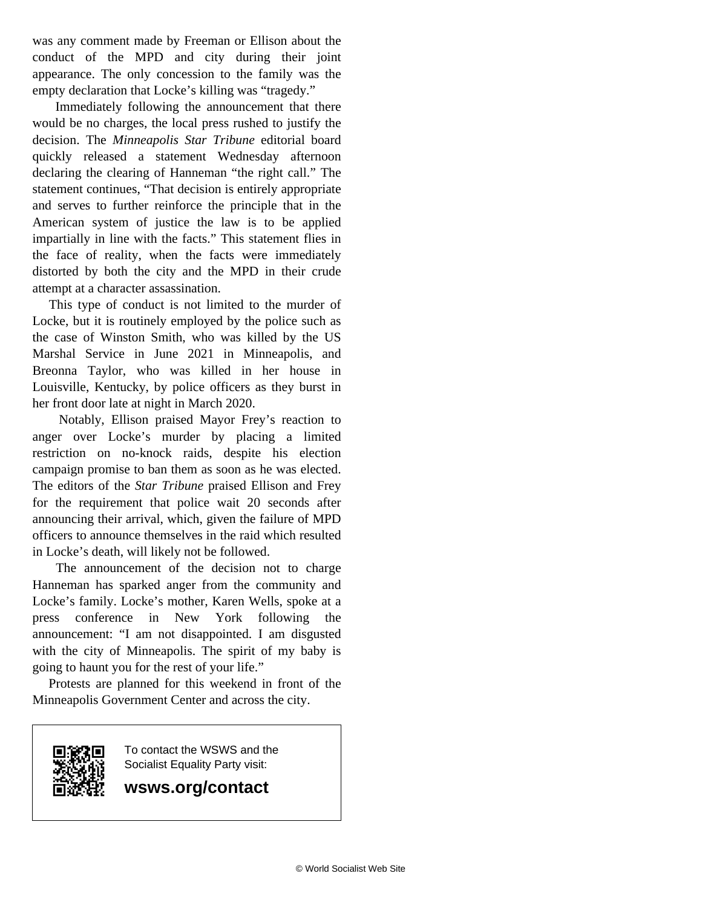was any comment made by Freeman or Ellison about the conduct of the MPD and city during their joint appearance. The only concession to the family was the empty declaration that Locke's killing was "tragedy."

Immediately following the announcement that there would be no charges, the local press rushed to justify the decision. The *Minneapolis Star Tribune* editorial board quickly released a statement Wednesday afternoon declaring the clearing of Hanneman "the right call." The statement continues, "That decision is entirely appropriate and serves to further reinforce the principle that in the American system of justice the law is to be applied impartially in line with the facts." This statement flies in the face of reality, when the facts were immediately distorted by both the city and the MPD in their crude attempt at a character assassination.

This type of conduct is not limited to the murder of Locke, but it is routinely employed by the police such as the case of Winston Smith, who was killed by the US Marshal Service in June 2021 in Minneapolis, and Breonna Taylor, who was killed in her house in Louisville, Kentucky, by police officers as they burst in her front door late at night in March 2020.

Notably, Ellison praised Mayor Frey's reaction to anger over Locke's murder by placing a limited restriction on no-knock raids, despite his election campaign promise to ban them as soon as he was elected. The editors of the *Star Tribune* praised Ellison and Frey for the requirement that police wait 20 seconds after announcing their arrival, which, given the failure of MPD officers to announce themselves in the raid which resulted in Locke's death, will likely not be followed.

The announcement of the decision not to charge Hanneman has sparked anger from the community and Locke's family. Locke's mother, Karen Wells, spoke at a press conference in New York following the announcement: "I am not disappointed. I am disgusted with the city of Minneapolis. The spirit of my baby is going to haunt you for the rest of your life."

Protests are planned for this weekend in front of the Minneapolis Government Center and across the city.

To contact the WSWS and the Socialist Equality Party visit:

**wsws.org/contact**